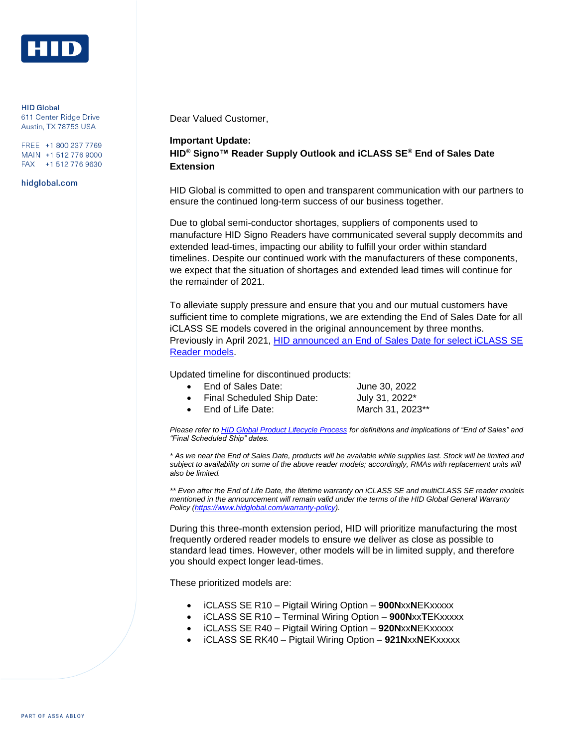HID Global
611 Center Ridge Drive
Austin, TX 78753 USA

FREE +1 800 237 7769
MAIN +1 512 776 9000
FAX +1 512 776 9630

hidglobal.com

Dear Valued Customer,

**Important Update:**
**HID® Signo™ Reader Supply Outlook and iCLASS SE® End of Sales Date Extension**

HID Global is committed to open and transparent communication with our partners to ensure the continued long-term success of our business together.

Due to global semi-conductor shortages, suppliers of components used to manufacture HID Signo Readers have communicated several supply decommits and extended lead-times, impacting our ability to fulfill your order within standard timelines. Despite our continued work with the manufacturers of these components, we expect that the situation of shortages and extended lead times will continue for the remainder of 2021.

To alleviate supply pressure and ensure that you and our mutual customers have sufficient time to complete migrations, we are extending the End of Sales Date for all iCLASS SE models covered in the original announcement by three months. Previously in April 2021, HID announced an End of Sales Date for select iCLASS SE Reader models.

Updated timeline for discontinued products:

- End of Sales Date: June 30, 2022
- Final Scheduled Ship Date: July 31, 2022*
- End of Life Date: March 31, 2023**

*Please refer to HID Global Product Lifecycle Process for definitions and implications of "End of Sales" and "Final Scheduled Ship" dates.*

** As we near the End of Sales Date, products will be available while supplies last. Stock will be limited and subject to availability on some of the above reader models; accordingly, RMAs with replacement units will also be limited.*

*** Even after the End of Life Date, the lifetime warranty on iCLASS SE and multiCLASS SE reader models mentioned in the announcement will remain valid under the terms of the HID Global General Warranty Policy (https://www.hidglobal.com/warranty-policy).*

During this three-month extension period, HID will prioritize manufacturing the most frequently ordered reader models to ensure we deliver as close as possible to standard lead times. However, other models will be in limited supply, and therefore you should expect longer lead-times.

These prioritized models are:

- iCLASS SE R10 – Pigtail Wiring Option – **900N**xx**N**EKxxxxx
- iCLASS SE R10 – Terminal Wiring Option – **900N**xx**T**EKxxxxx
- iCLASS SE R40 – Pigtail Wiring Option – **920N**xx**N**EKxxxxx
- iCLASS SE RK40 – Pigtail Wiring Option – **921N**xx**N**EKxxxxx

PART OF ASSA ABLOY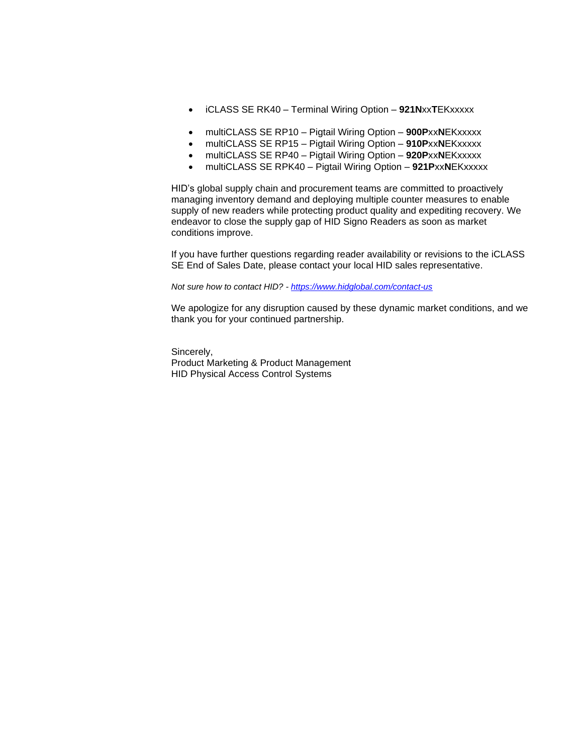- iCLASS SE RK40 – Terminal Wiring Option – **921N**xx**T**EKxxxxx

- multiCLASS SE RP10 – Pigtail Wiring Option – **900P**xx**N**EKxxxxx
- multiCLASS SE RP15 – Pigtail Wiring Option – **910P**xx**N**EKxxxxx
- multiCLASS SE RP40 – Pigtail Wiring Option – **920P**xx**N**EKxxxxx
- multiCLASS SE RPK40 – Pigtail Wiring Option – **921P**xx**N**EKxxxxx

HID's global supply chain and procurement teams are committed to proactively managing inventory demand and deploying multiple counter measures to enable supply of new readers while protecting product quality and expediting recovery. We endeavor to close the supply gap of HID Signo Readers as soon as market conditions improve.

If you have further questions regarding reader availability or revisions to the iCLASS SE End of Sales Date, please contact your local HID sales representative.

*Not sure how to contact HID? - [https://www.hidglobal.com/contact-us](https://www.hidglobal.com/contact-us)*

We apologize for any disruption caused by these dynamic market conditions, and we thank you for your continued partnership.

Sincerely,
Product Marketing & Product Management
HID Physical Access Control Systems